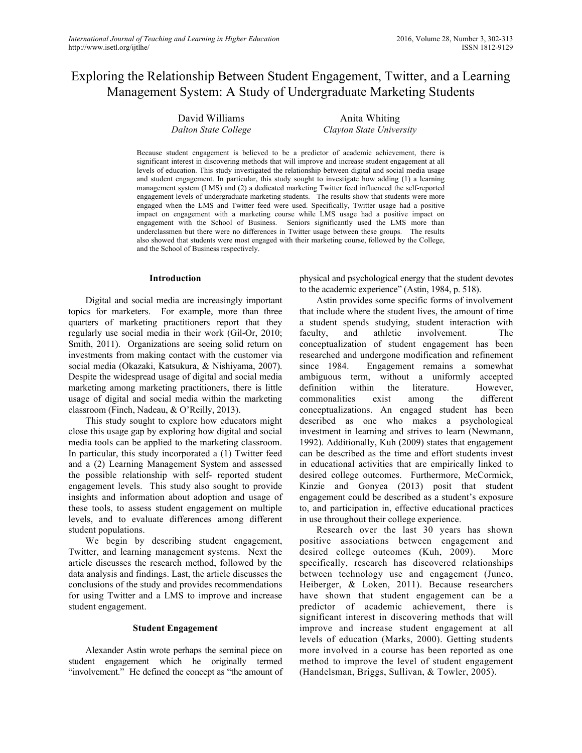# Exploring the Relationship Between Student Engagement, Twitter, and a Learning Management System: A Study of Undergraduate Marketing Students

David Williams
*Dalton State College*

Anita Whiting
*Clayton State University*

Because student engagement is believed to be a predictor of academic achievement, there is significant interest in discovering methods that will improve and increase student engagement at all levels of education. This study investigated the relationship between digital and social media usage and student engagement. In particular, this study sought to investigate how adding (1) a learning management system (LMS) and (2) a dedicated marketing Twitter feed influenced the self-reported engagement levels of undergraduate marketing students. The results show that students were more engaged when the LMS and Twitter feed were used. Specifically, Twitter usage had a positive impact on engagement with a marketing course while LMS usage had a positive impact on engagement with the School of Business. Seniors significantly used the LMS more than underclassmen but there were no differences in Twitter usage between these groups. The results also showed that students were most engaged with their marketing course, followed by the College, and the School of Business respectively.

## Introduction

Digital and social media are increasingly important topics for marketers. For example, more than three quarters of marketing practitioners report that they regularly use social media in their work (Gil-Or, 2010; Smith, 2011). Organizations are seeing solid return on investments from making contact with the customer via social media (Okazaki, Katsukura, & Nishiyama, 2007). Despite the widespread usage of digital and social media marketing among marketing practitioners, there is little usage of digital and social media within the marketing classroom (Finch, Nadeau, & O'Reilly, 2013).

This study sought to explore how educators might close this usage gap by exploring how digital and social media tools can be applied to the marketing classroom. In particular, this study incorporated a (1) Twitter feed and a (2) Learning Management System and assessed the possible relationship with self- reported student engagement levels. This study also sought to provide insights and information about adoption and usage of these tools, to assess student engagement on multiple levels, and to evaluate differences among different student populations.

We begin by describing student engagement, Twitter, and learning management systems. Next the article discusses the research method, followed by the data analysis and findings. Last, the article discusses the conclusions of the study and provides recommendations for using Twitter and a LMS to improve and increase student engagement.

## Student Engagement

Alexander Astin wrote perhaps the seminal piece on student engagement which he originally termed "involvement." He defined the concept as "the amount of physical and psychological energy that the student devotes to the academic experience" (Astin, 1984, p. 518).

Astin provides some specific forms of involvement that include where the student lives, the amount of time a student spends studying, student interaction with faculty, and athletic involvement. The conceptualization of student engagement has been researched and undergone modification and refinement since 1984. Engagement remains a somewhat ambiguous term, without a uniformly accepted definition within the literature. However, commonalities exist among the different conceptualizations. An engaged student has been described as one who makes a psychological investment in learning and strives to learn (Newmann, 1992). Additionally, Kuh (2009) states that engagement can be described as the time and effort students invest in educational activities that are empirically linked to desired college outcomes. Furthermore, McCormick, Kinzie and Gonyea (2013) posit that student engagement could be described as a student's exposure to, and participation in, effective educational practices in use throughout their college experience.

Research over the last 30 years has shown positive associations between engagement and desired college outcomes (Kuh, 2009). More specifically, research has discovered relationships between technology use and engagement (Junco, Heiberger, & Loken, 2011). Because researchers have shown that student engagement can be a predictor of academic achievement, there is significant interest in discovering methods that will improve and increase student engagement at all levels of education (Marks, 2000). Getting students more involved in a course has been reported as one method to improve the level of student engagement (Handelsman, Briggs, Sullivan, & Towler, 2005).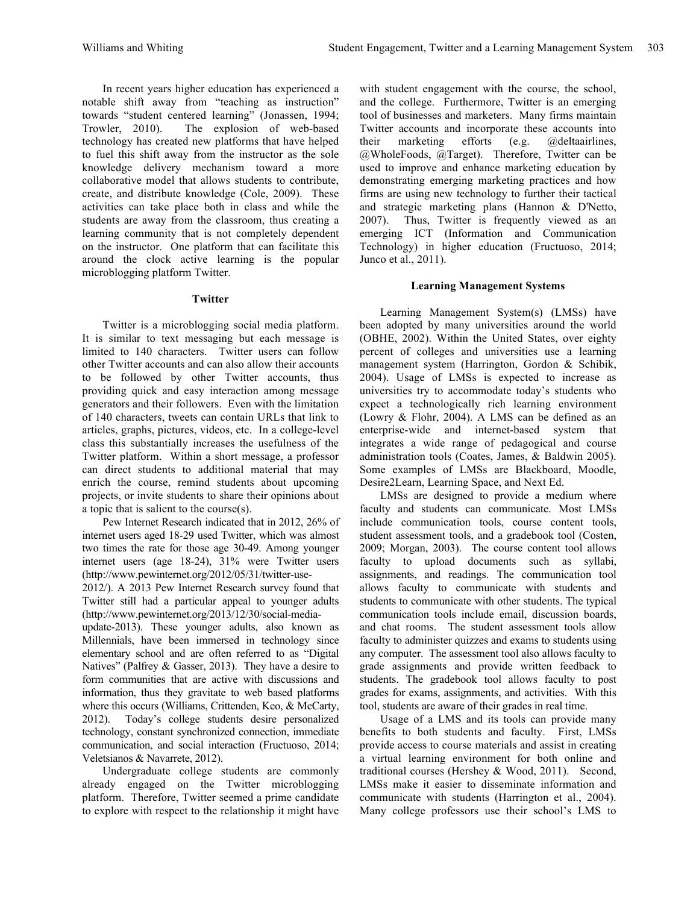In recent years higher education has experienced a notable shift away from "teaching as instruction" towards "student centered learning" (Jonassen, 1994; Trowler, 2010). The explosion of web-based technology has created new platforms that have helped to fuel this shift away from the instructor as the sole knowledge delivery mechanism toward a more collaborative model that allows students to contribute, create, and distribute knowledge (Cole, 2009). These activities can take place both in class and while the students are away from the classroom, thus creating a learning community that is not completely dependent on the instructor. One platform that can facilitate this around the clock active learning is the popular microblogging platform Twitter.

## Twitter

Twitter is a microblogging social media platform. It is similar to text messaging but each message is limited to 140 characters. Twitter users can follow other Twitter accounts and can also allow their accounts to be followed by other Twitter accounts, thus providing quick and easy interaction among message generators and their followers. Even with the limitation of 140 characters, tweets can contain URLs that link to articles, graphs, pictures, videos, etc. In a college-level class this substantially increases the usefulness of the Twitter platform. Within a short message, a professor can direct students to additional material that may enrich the course, remind students about upcoming projects, or invite students to share their opinions about a topic that is salient to the course(s).

Pew Internet Research indicated that in 2012, 26% of internet users aged 18-29 used Twitter, which was almost two times the rate for those age 30-49. Among younger internet users (age 18-24), 31% were Twitter users (http://www.pewinternet.org/2012/05/31/twitter-use-2012/). A 2013 Pew Internet Research survey found that Twitter still had a particular appeal to younger adults (http://www.pewinternet.org/2013/12/30/social-media-update-2013). These younger adults, also known as Millennials, have been immersed in technology since elementary school and are often referred to as "Digital Natives" (Palfrey & Gasser, 2013). They have a desire to form communities that are active with discussions and information, thus they gravitate to web based platforms where this occurs (Williams, Crittenden, Keo, & McCarty, 2012). Today's college students desire personalized technology, constant synchronized connection, immediate communication, and social interaction (Fructuoso, 2014; Veletsianos & Navarrete, 2012).

Undergraduate college students are commonly already engaged on the Twitter microblogging platform. Therefore, Twitter seemed a prime candidate to explore with respect to the relationship it might have with student engagement with the course, the school, and the college. Furthermore, Twitter is an emerging tool of businesses and marketers. Many firms maintain Twitter accounts and incorporate these accounts into their marketing efforts (e.g. @deltaairlines, @WholeFoods, @Target). Therefore, Twitter can be used to improve and enhance marketing education by demonstrating emerging marketing practices and how firms are using new technology to further their tactical and strategic marketing plans (Hannon & D'Netto, 2007). Thus, Twitter is frequently viewed as an emerging ICT (Information and Communication Technology) in higher education (Fructuoso, 2014; Junco et al., 2011).

## Learning Management Systems

Learning Management System(s) (LMSs) have been adopted by many universities around the world (OBHE, 2002). Within the United States, over eighty percent of colleges and universities use a learning management system (Harrington, Gordon & Schibik, 2004). Usage of LMSs is expected to increase as universities try to accommodate today's students who expect a technologically rich learning environment (Lowry & Flohr, 2004). A LMS can be defined as an enterprise-wide and internet-based system that integrates a wide range of pedagogical and course administration tools (Coates, James, & Baldwin 2005). Some examples of LMSs are Blackboard, Moodle, Desire2Learn, Learning Space, and Next Ed.

LMSs are designed to provide a medium where faculty and students can communicate. Most LMSs include communication tools, course content tools, student assessment tools, and a gradebook tool (Costen, 2009; Morgan, 2003). The course content tool allows faculty to upload documents such as syllabi, assignments, and readings. The communication tool allows faculty to communicate with students and students to communicate with other students. The typical communication tools include email, discussion boards, and chat rooms. The student assessment tools allow faculty to administer quizzes and exams to students using any computer. The assessment tool also allows faculty to grade assignments and provide written feedback to students. The gradebook tool allows faculty to post grades for exams, assignments, and activities. With this tool, students are aware of their grades in real time.

Usage of a LMS and its tools can provide many benefits to both students and faculty. First, LMSs provide access to course materials and assist in creating a virtual learning environment for both online and traditional courses (Hershey & Wood, 2011). Second, LMSs make it easier to disseminate information and communicate with students (Harrington et al., 2004). Many college professors use their school's LMS to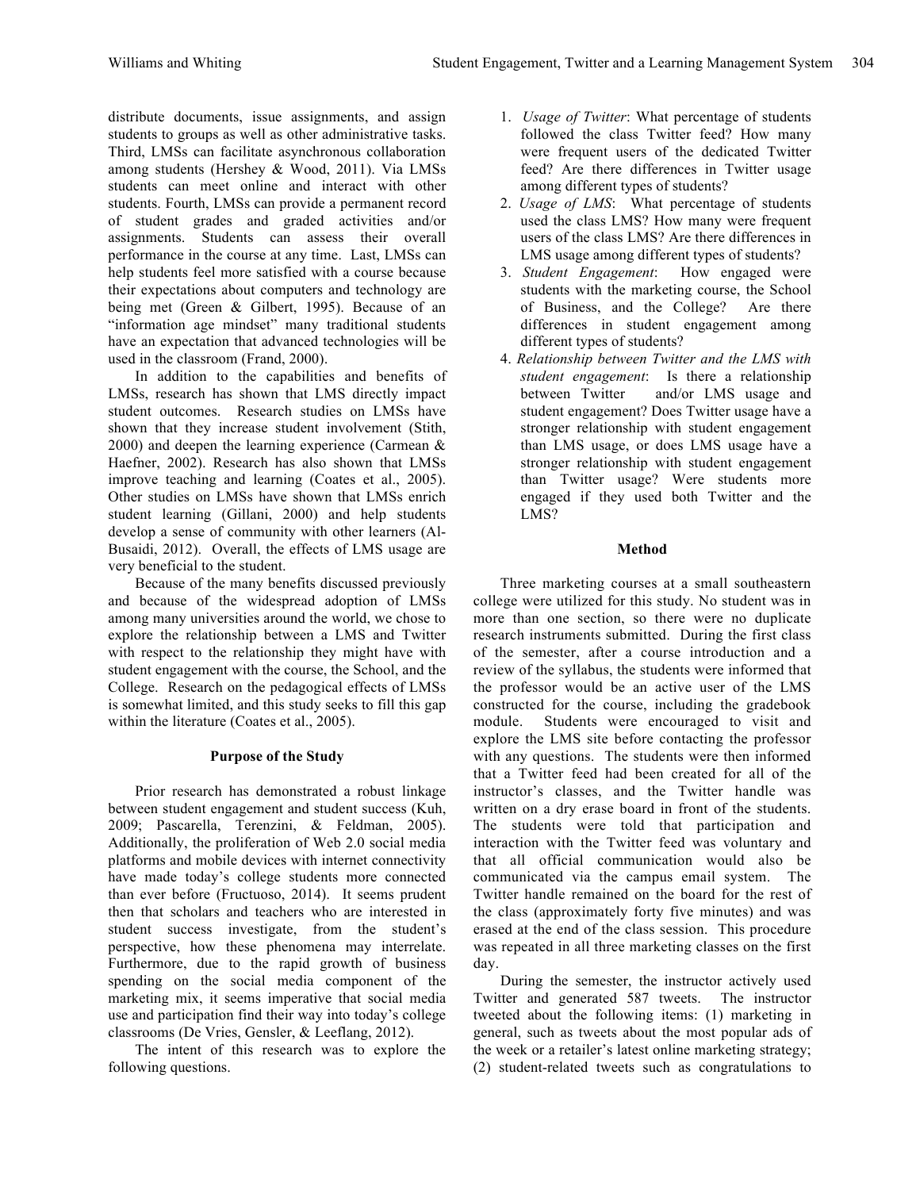distribute documents, issue assignments, and assign students to groups as well as other administrative tasks. Third, LMSs can facilitate asynchronous collaboration among students (Hershey & Wood, 2011). Via LMSs students can meet online and interact with other students. Fourth, LMSs can provide a permanent record of student grades and graded activities and/or assignments. Students can assess their overall performance in the course at any time. Last, LMSs can help students feel more satisfied with a course because their expectations about computers and technology are being met (Green & Gilbert, 1995). Because of an "information age mindset" many traditional students have an expectation that advanced technologies will be used in the classroom (Frand, 2000).

In addition to the capabilities and benefits of LMSs, research has shown that LMS directly impact student outcomes. Research studies on LMSs have shown that they increase student involvement (Stith, 2000) and deepen the learning experience (Carmean & Haefner, 2002). Research has also shown that LMSs improve teaching and learning (Coates et al., 2005). Other studies on LMSs have shown that LMSs enrich student learning (Gillani, 2000) and help students develop a sense of community with other learners (Al-Busaidi, 2012). Overall, the effects of LMS usage are very beneficial to the student.

Because of the many benefits discussed previously and because of the widespread adoption of LMSs among many universities around the world, we chose to explore the relationship between a LMS and Twitter with respect to the relationship they might have with student engagement with the course, the School, and the College. Research on the pedagogical effects of LMSs is somewhat limited, and this study seeks to fill this gap within the literature (Coates et al., 2005).

## Purpose of the Study

Prior research has demonstrated a robust linkage between student engagement and student success (Kuh, 2009; Pascarella, Terenzini, & Feldman, 2005). Additionally, the proliferation of Web 2.0 social media platforms and mobile devices with internet connectivity have made today's college students more connected than ever before (Fructuoso, 2014). It seems prudent then that scholars and teachers who are interested in student success investigate, from the student's perspective, how these phenomena may interrelate. Furthermore, due to the rapid growth of business spending on the social media component of the marketing mix, it seems imperative that social media use and participation find their way into today's college classrooms (De Vries, Gensler, & Leeflang, 2012).

The intent of this research was to explore the following questions.

1. *Usage of Twitter*: What percentage of students followed the class Twitter feed? How many were frequent users of the dedicated Twitter feed? Are there differences in Twitter usage among different types of students?
2. *Usage of LMS*: What percentage of students used the class LMS? How many were frequent users of the class LMS? Are there differences in LMS usage among different types of students?
3. *Student Engagement*: How engaged were students with the marketing course, the School of Business, and the College? Are there differences in student engagement among different types of students?
4. *Relationship between Twitter and the LMS with student engagement*: Is there a relationship between Twitter and/or LMS usage and student engagement? Does Twitter usage have a stronger relationship with student engagement than LMS usage, or does LMS usage have a stronger relationship with student engagement than Twitter usage? Were students more engaged if they used both Twitter and the LMS?

## Method

Three marketing courses at a small southeastern college were utilized for this study. No student was in more than one section, so there were no duplicate research instruments submitted. During the first class of the semester, after a course introduction and a review of the syllabus, the students were informed that the professor would be an active user of the LMS constructed for the course, including the gradebook module. Students were encouraged to visit and explore the LMS site before contacting the professor with any questions. The students were then informed that a Twitter feed had been created for all of the instructor's classes, and the Twitter handle was written on a dry erase board in front of the students. The students were told that participation and interaction with the Twitter feed was voluntary and that all official communication would also be communicated via the campus email system. The Twitter handle remained on the board for the rest of the class (approximately forty five minutes) and was erased at the end of the class session. This procedure was repeated in all three marketing classes on the first day.

During the semester, the instructor actively used Twitter and generated 587 tweets. The instructor tweeted about the following items: (1) marketing in general, such as tweets about the most popular ads of the week or a retailer's latest online marketing strategy; (2) student-related tweets such as congratulations to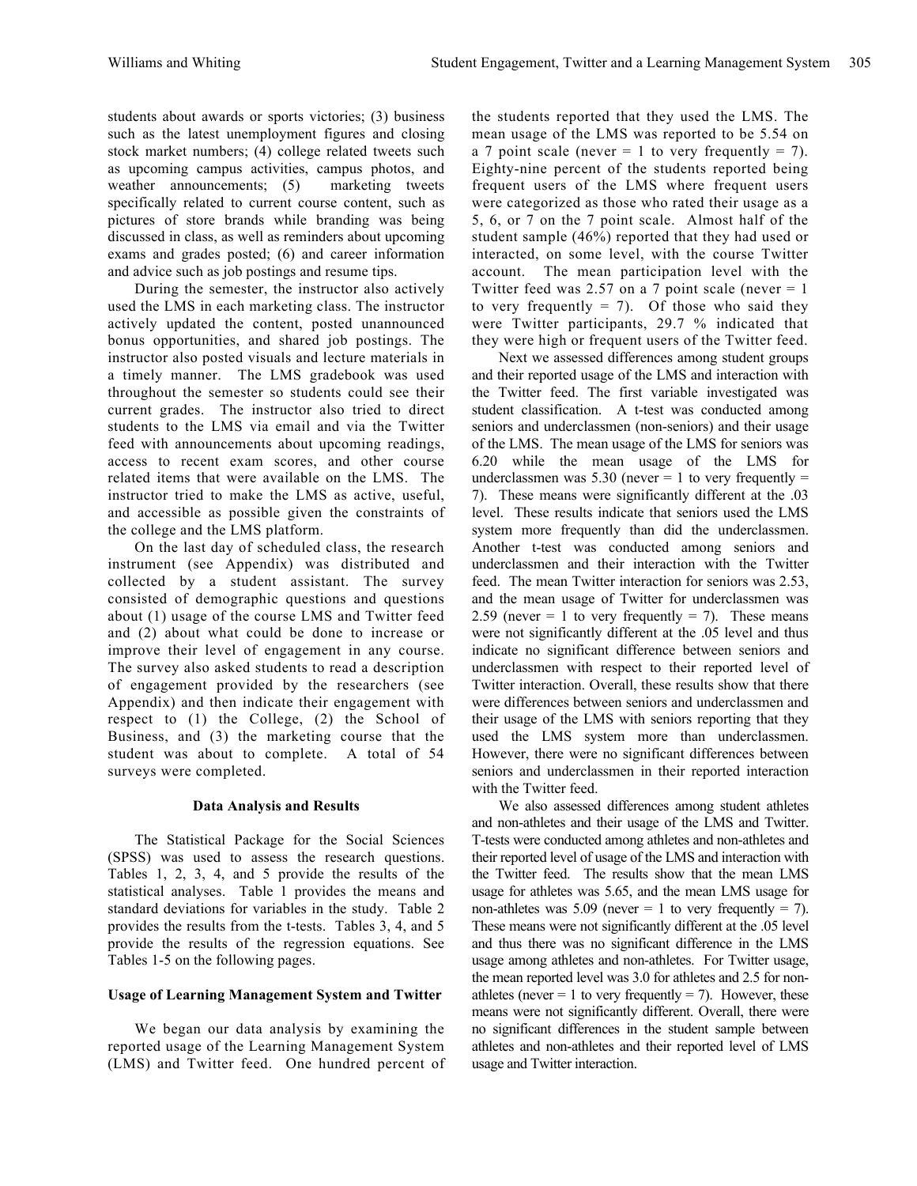students about awards or sports victories; (3) business such as the latest unemployment figures and closing stock market numbers; (4) college related tweets such as upcoming campus activities, campus photos, and weather announcements; (5) marketing tweets specifically related to current course content, such as pictures of store brands while branding was being discussed in class, as well as reminders about upcoming exams and grades posted; (6) and career information and advice such as job postings and resume tips.

During the semester, the instructor also actively used the LMS in each marketing class. The instructor actively updated the content, posted unannounced bonus opportunities, and shared job postings. The instructor also posted visuals and lecture materials in a timely manner. The LMS gradebook was used throughout the semester so students could see their current grades. The instructor also tried to direct students to the LMS via email and via the Twitter feed with announcements about upcoming readings, access to recent exam scores, and other course related items that were available on the LMS. The instructor tried to make the LMS as active, useful, and accessible as possible given the constraints of the college and the LMS platform.

On the last day of scheduled class, the research instrument (see Appendix) was distributed and collected by a student assistant. The survey consisted of demographic questions and questions about (1) usage of the course LMS and Twitter feed and (2) about what could be done to increase or improve their level of engagement in any course. The survey also asked students to read a description of engagement provided by the researchers (see Appendix) and then indicate their engagement with respect to (1) the College, (2) the School of Business, and (3) the marketing course that the student was about to complete. A total of 54 surveys were completed.

## Data Analysis and Results

The Statistical Package for the Social Sciences (SPSS) was used to assess the research questions. Tables 1, 2, 3, 4, and 5 provide the results of the statistical analyses. Table 1 provides the means and standard deviations for variables in the study. Table 2 provides the results from the t-tests. Tables 3, 4, and 5 provide the results of the regression equations. See Tables 1-5 on the following pages.

### Usage of Learning Management System and Twitter

We began our data analysis by examining the reported usage of the Learning Management System (LMS) and Twitter feed. One hundred percent of the students reported that they used the LMS. The mean usage of the LMS was reported to be 5.54 on a 7 point scale (never = 1 to very frequently = 7). Eighty-nine percent of the students reported being frequent users of the LMS where frequent users were categorized as those who rated their usage as a 5, 6, or 7 on the 7 point scale. Almost half of the student sample (46%) reported that they had used or interacted, on some level, with the course Twitter account. The mean participation level with the Twitter feed was 2.57 on a 7 point scale (never = 1 to very frequently = 7). Of those who said they were Twitter participants, 29.7 % indicated that they were high or frequent users of the Twitter feed.

Next we assessed differences among student groups and their reported usage of the LMS and interaction with the Twitter feed. The first variable investigated was student classification. A t-test was conducted among seniors and underclassmen (non-seniors) and their usage of the LMS. The mean usage of the LMS for seniors was 6.20 while the mean usage of the LMS for underclassmen was 5.30 (never = 1 to very frequently = 7). These means were significantly different at the .03 level. These results indicate that seniors used the LMS system more frequently than did the underclassmen. Another t-test was conducted among seniors and underclassmen and their interaction with the Twitter feed. The mean Twitter interaction for seniors was 2.53, and the mean usage of Twitter for underclassmen was 2.59 (never = 1 to very frequently = 7). These means were not significantly different at the .05 level and thus indicate no significant difference between seniors and underclassmen with respect to their reported level of Twitter interaction. Overall, these results show that there were differences between seniors and underclassmen and their usage of the LMS with seniors reporting that they used the LMS system more than underclassmen. However, there were no significant differences between seniors and underclassmen in their reported interaction with the Twitter feed.

We also assessed differences among student athletes and non-athletes and their usage of the LMS and Twitter. T-tests were conducted among athletes and non-athletes and their reported level of usage of the LMS and interaction with the Twitter feed. The results show that the mean LMS usage for athletes was 5.65, and the mean LMS usage for non-athletes was 5.09 (never = 1 to very frequently = 7). These means were not significantly different at the .05 level and thus there was no significant difference in the LMS usage among athletes and non-athletes. For Twitter usage, the mean reported level was 3.0 for athletes and 2.5 for non-athletes (never = 1 to very frequently = 7). However, these means were not significantly different. Overall, there were no significant differences in the student sample between athletes and non-athletes and their reported level of LMS usage and Twitter interaction.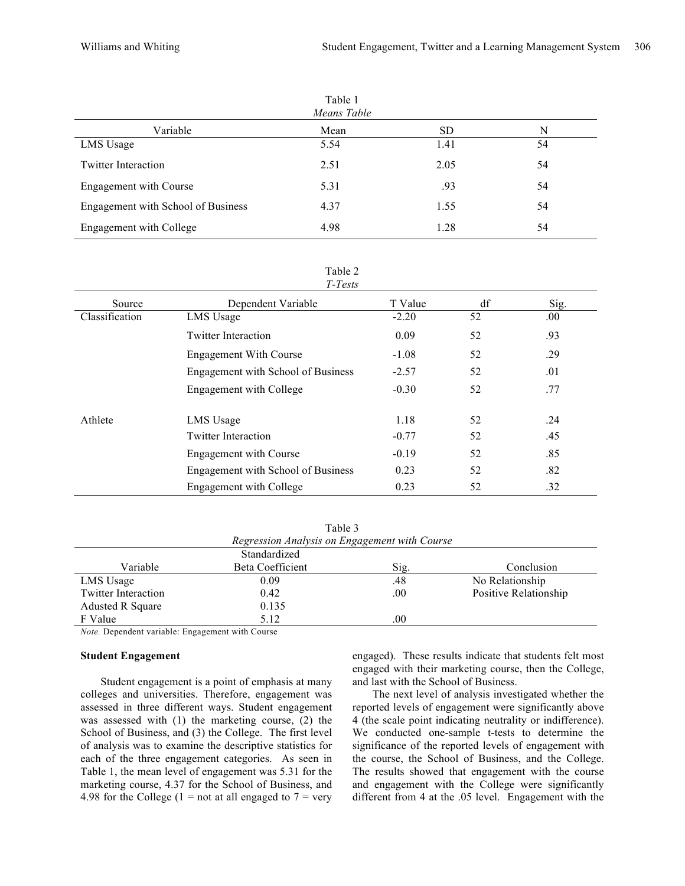Table 1
*Means Table*

| Variable | Mean | SD | N |
|---|---|---|---|
| LMS Usage | 5.54 | 1.41 | 54 |
| Twitter Interaction | 2.51 | 2.05 | 54 |
| Engagement with Course | 5.31 | .93 | 54 |
| Engagement with School of Business | 4.37 | 1.55 | 54 |
| Engagement with College | 4.98 | 1.28 | 54 |

Table 2
*T-Tests*

| Source | Dependent Variable | T Value | df | Sig. |
|---|---|---|---|---|
| Classification | LMS Usage | -2.20 | 52 | .00 |
| | Twitter Interaction | 0.09 | 52 | .93 |
| | Engagement With Course | -1.08 | 52 | .29 |
| | Engagement with School of Business | -2.57 | 52 | .01 |
| | Engagement with College | -0.30 | 52 | .77 |
| Athlete | LMS Usage | 1.18 | 52 | .24 |
| | Twitter Interaction | -0.77 | 52 | .45 |
| | Engagement with Course | -0.19 | 52 | .85 |
| | Engagement with School of Business | 0.23 | 52 | .82 |
| | Engagement with College | 0.23 | 52 | .32 |

Table 3
*Regression Analysis on Engagement with Course*

| Variable | Standardized Beta Coefficient | Sig. | Conclusion |
|---|---|---|---|
| LMS Usage | 0.09 | .48 | No Relationship |
| Twitter Interaction | 0.42 | .00 | Positive Relationship |
| Adusted R Square | 0.135 | | |
| F Value | 5.12 | .00 | |

*Note.* Dependent variable: Engagement with Course

**Student Engagement**

Student engagement is a point of emphasis at many colleges and universities. Therefore, engagement was assessed in three different ways. Student engagement was assessed with (1) the marketing course, (2) the School of Business, and (3) the College. The first level of analysis was to examine the descriptive statistics for each of the three engagement categories. As seen in Table 1, the mean level of engagement was 5.31 for the marketing course, 4.37 for the School of Business, and 4.98 for the College (1 = not at all engaged to 7 = very engaged). These results indicate that students felt most engaged with their marketing course, then the College, and last with the School of Business.

The next level of analysis investigated whether the reported levels of engagement were significantly above 4 (the scale point indicating neutrality or indifference). We conducted one-sample t-tests to determine the significance of the reported levels of engagement with the course, the School of Business, and the College. The results showed that engagement with the course and engagement with the College were significantly different from 4 at the .05 level. Engagement with the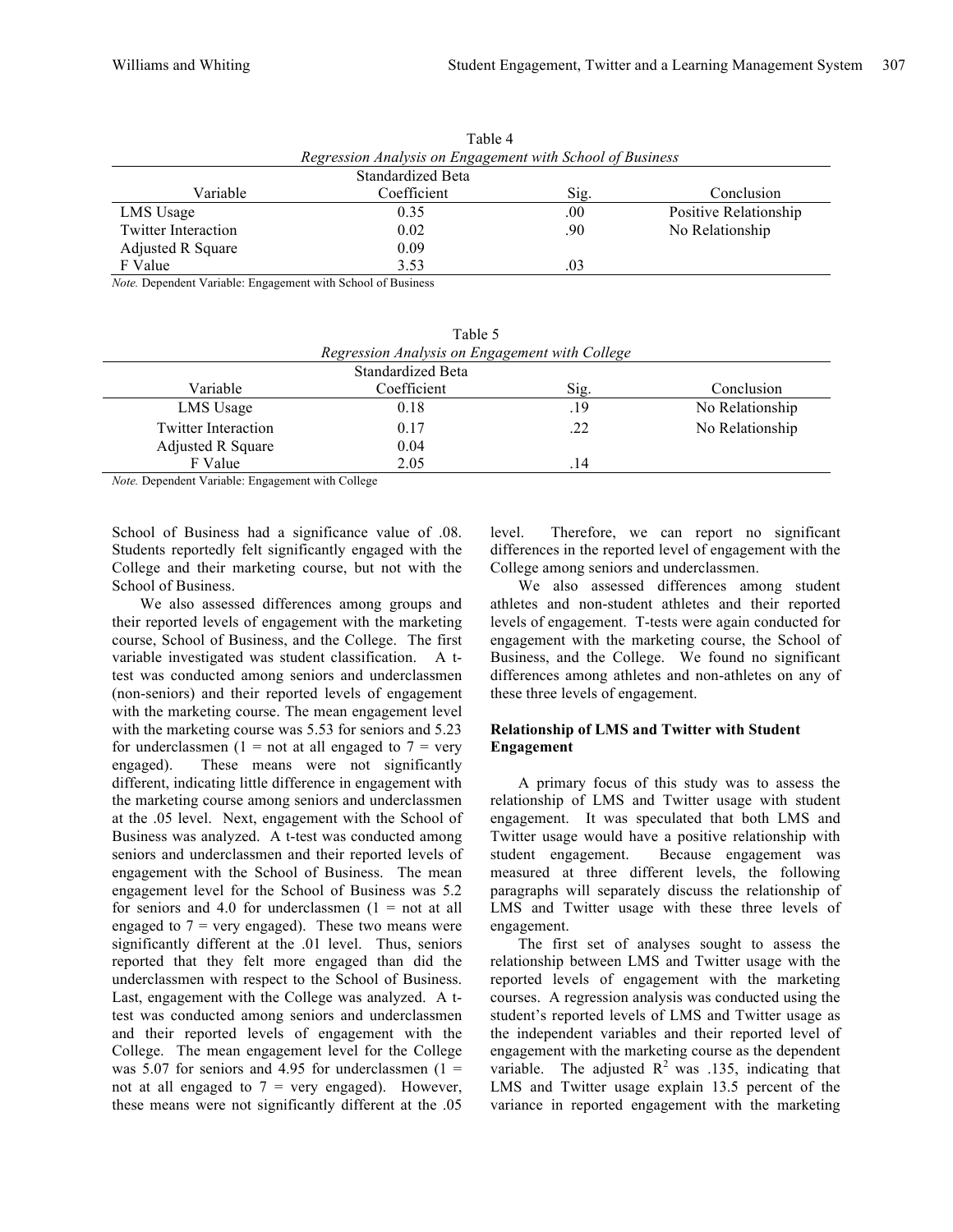Table 4

*Regression Analysis on Engagement with School of Business*

| Variable | Standardized Beta Coefficient | Sig. | Conclusion |
|---|---|---|---|
| LMS Usage | 0.35 | .00 | Positive Relationship |
| Twitter Interaction | 0.02 | .90 | No Relationship |
| Adjusted R Square | 0.09 | | |
| F Value | 3.53 | .03 | |

*Note.* Dependent Variable: Engagement with School of Business

Table 5

*Regression Analysis on Engagement with College*

| Variable | Standardized Beta Coefficient | Sig. | Conclusion |
|---|---|---|---|
| LMS Usage | 0.18 | .19 | No Relationship |
| Twitter Interaction | 0.17 | .22 | No Relationship |
| Adjusted R Square | 0.04 | | |
| F Value | 2.05 | .14 | |

*Note.* Dependent Variable: Engagement with College

School of Business had a significance value of .08. Students reportedly felt significantly engaged with the College and their marketing course, but not with the School of Business.

We also assessed differences among groups and their reported levels of engagement with the marketing course, School of Business, and the College. The first variable investigated was student classification. A t-test was conducted among seniors and underclassmen (non-seniors) and their reported levels of engagement with the marketing course. The mean engagement level with the marketing course was 5.53 for seniors and 5.23 for underclassmen (1 = not at all engaged to 7 = very engaged). These means were not significantly different, indicating little difference in engagement with the marketing course among seniors and underclassmen at the .05 level. Next, engagement with the School of Business was analyzed. A t-test was conducted among seniors and underclassmen and their reported levels of engagement with the School of Business. The mean engagement level for the School of Business was 5.2 for seniors and 4.0 for underclassmen (1 = not at all engaged to 7 = very engaged). These two means were significantly different at the .01 level. Thus, seniors reported that they felt more engaged than did the underclassmen with respect to the School of Business. Last, engagement with the College was analyzed. A t-test was conducted among seniors and underclassmen and their reported levels of engagement with the College. The mean engagement level for the College was 5.07 for seniors and 4.95 for underclassmen (1 = not at all engaged to 7 = very engaged). However, these means were not significantly different at the .05 level. Therefore, we can report no significant differences in the reported level of engagement with the College among seniors and underclassmen.

We also assessed differences among student athletes and non-student athletes and their reported levels of engagement. T-tests were again conducted for engagement with the marketing course, the School of Business, and the College. We found no significant differences among athletes and non-athletes on any of these three levels of engagement.

### Relationship of LMS and Twitter with Student Engagement

A primary focus of this study was to assess the relationship of LMS and Twitter usage with student engagement. It was speculated that both LMS and Twitter usage would have a positive relationship with student engagement. Because engagement was measured at three different levels, the following paragraphs will separately discuss the relationship of LMS and Twitter usage with these three levels of engagement.

The first set of analyses sought to assess the relationship between LMS and Twitter usage with the reported levels of engagement with the marketing courses. A regression analysis was conducted using the student's reported levels of LMS and Twitter usage as the independent variables and their reported level of engagement with the marketing course as the dependent variable. The adjusted $R^2$ was .135, indicating that LMS and Twitter usage explain 13.5 percent of the variance in reported engagement with the marketing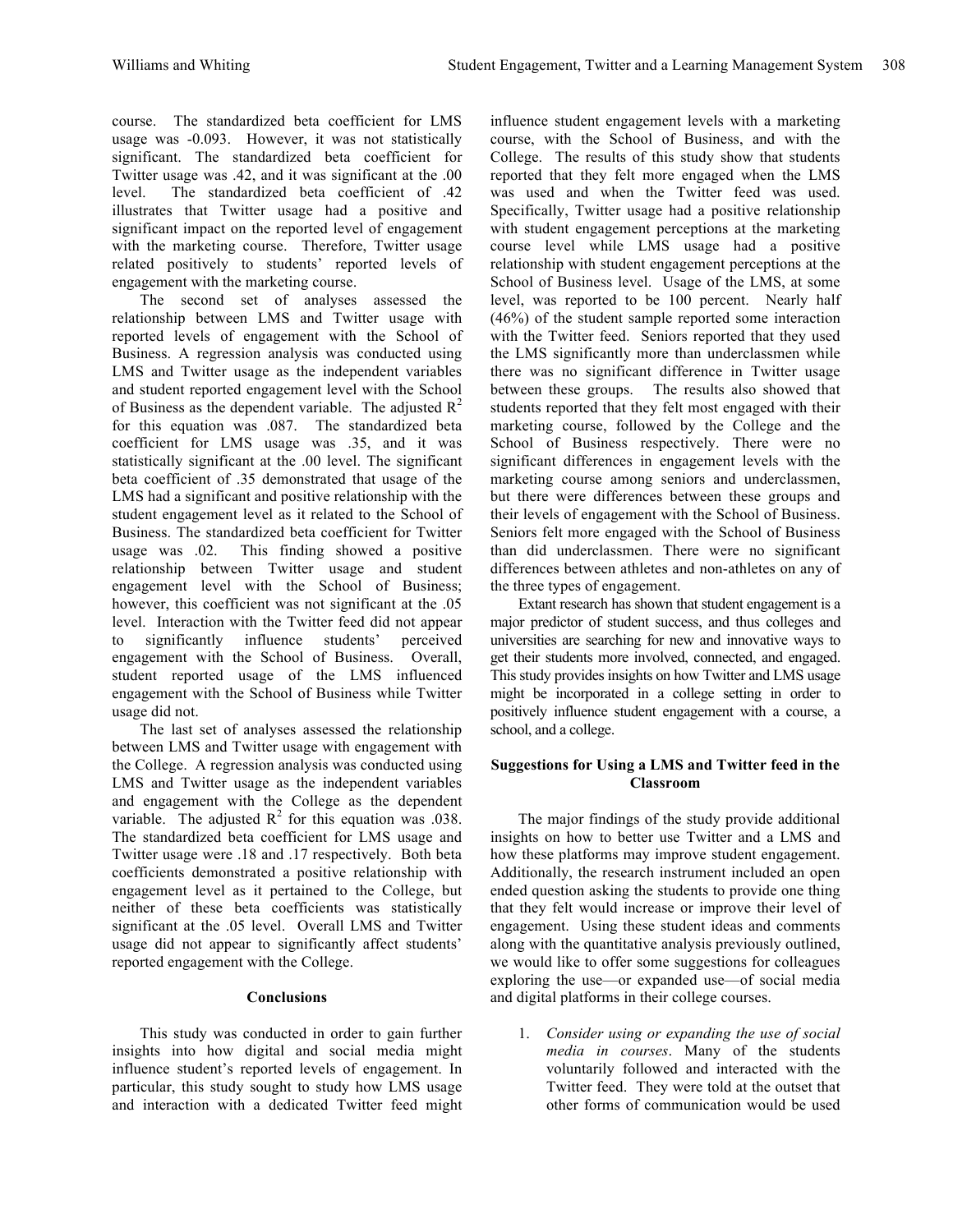course. The standardized beta coefficient for LMS usage was -0.093. However, it was not statistically significant. The standardized beta coefficient for Twitter usage was .42, and it was significant at the .00 level. The standardized beta coefficient of .42 illustrates that Twitter usage had a positive and significant impact on the reported level of engagement with the marketing course. Therefore, Twitter usage related positively to students' reported levels of engagement with the marketing course.

The second set of analyses assessed the relationship between LMS and Twitter usage with reported levels of engagement with the School of Business. A regression analysis was conducted using LMS and Twitter usage as the independent variables and student reported engagement level with the School of Business as the dependent variable. The adjusted $R^2$ for this equation was .087. The standardized beta coefficient for LMS usage was .35, and it was statistically significant at the .00 level. The significant beta coefficient of .35 demonstrated that usage of the LMS had a significant and positive relationship with the student engagement level as it related to the School of Business. The standardized beta coefficient for Twitter usage was .02. This finding showed a positive relationship between Twitter usage and student engagement level with the School of Business; however, this coefficient was not significant at the .05 level. Interaction with the Twitter feed did not appear to significantly influence students' perceived engagement with the School of Business. Overall, student reported usage of the LMS influenced engagement with the School of Business while Twitter usage did not.

The last set of analyses assessed the relationship between LMS and Twitter usage with engagement with the College. A regression analysis was conducted using LMS and Twitter usage as the independent variables and engagement with the College as the dependent variable. The adjusted $R^2$ for this equation was .038. The standardized beta coefficient for LMS usage and Twitter usage were .18 and .17 respectively. Both beta coefficients demonstrated a positive relationship with engagement level as it pertained to the College, but neither of these beta coefficients was statistically significant at the .05 level. Overall LMS and Twitter usage did not appear to significantly affect students' reported engagement with the College.

## Conclusions

This study was conducted in order to gain further insights into how digital and social media might influence student's reported levels of engagement. In particular, this study sought to study how LMS usage and interaction with a dedicated Twitter feed might influence student engagement levels with a marketing course, with the School of Business, and with the College. The results of this study show that students reported that they felt more engaged when the LMS was used and when the Twitter feed was used. Specifically, Twitter usage had a positive relationship with student engagement perceptions at the marketing course level while LMS usage had a positive relationship with student engagement perceptions at the School of Business level. Usage of the LMS, at some level, was reported to be 100 percent. Nearly half (46%) of the student sample reported some interaction with the Twitter feed. Seniors reported that they used the LMS significantly more than underclassmen while there was no significant difference in Twitter usage between these groups. The results also showed that students reported that they felt most engaged with their marketing course, followed by the College and the School of Business respectively. There were no significant differences in engagement levels with the marketing course among seniors and underclassmen, but there were differences between these groups and their levels of engagement with the School of Business. Seniors felt more engaged with the School of Business than did underclassmen. There were no significant differences between athletes and non-athletes on any of the three types of engagement.

Extant research has shown that student engagement is a major predictor of student success, and thus colleges and universities are searching for new and innovative ways to get their students more involved, connected, and engaged. This study provides insights on how Twitter and LMS usage might be incorporated in a college setting in order to positively influence student engagement with a course, a school, and a college.

### Suggestions for Using a LMS and Twitter feed in the Classroom

The major findings of the study provide additional insights on how to better use Twitter and a LMS and how these platforms may improve student engagement. Additionally, the research instrument included an open ended question asking the students to provide one thing that they felt would increase or improve their level of engagement. Using these student ideas and comments along with the quantitative analysis previously outlined, we would like to offer some suggestions for colleagues exploring the use—or expanded use—of social media and digital platforms in their college courses.

1. *Consider using or expanding the use of social media in courses*. Many of the students voluntarily followed and interacted with the Twitter feed. They were told at the outset that other forms of communication would be used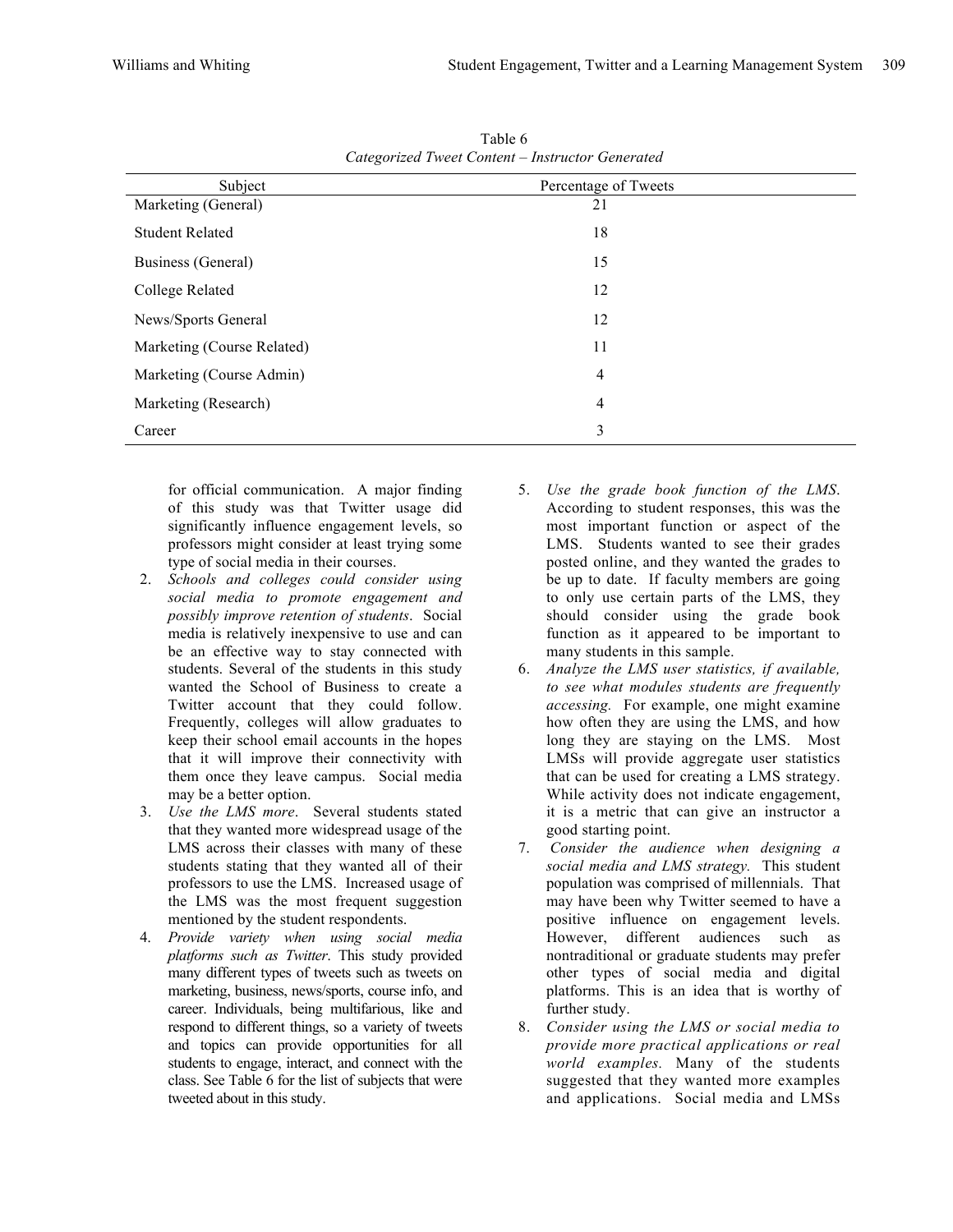Table 6
*Categorized Tweet Content – Instructor Generated*

| Subject | Percentage of Tweets |
|---|---|
| Marketing (General) | 21 |
| Student Related | 18 |
| Business (General) | 15 |
| College Related | 12 |
| News/Sports General | 12 |
| Marketing (Course Related) | 11 |
| Marketing (Course Admin) | 4 |
| Marketing (Research) | 4 |
| Career | 3 |

for official communication. A major finding of this study was that Twitter usage did significantly influence engagement levels, so professors might consider at least trying some type of social media in their courses.

2. *Schools and colleges could consider using social media to promote engagement and possibly improve retention of students*. Social media is relatively inexpensive to use and can be an effective way to stay connected with students. Several of the students in this study wanted the School of Business to create a Twitter account that they could follow. Frequently, colleges will allow graduates to keep their school email accounts in the hopes that it will improve their connectivity with them once they leave campus. Social media may be a better option.
3. *Use the LMS more*. Several students stated that they wanted more widespread usage of the LMS across their classes with many of these students stating that they wanted all of their professors to use the LMS. Increased usage of the LMS was the most frequent suggestion mentioned by the student respondents.
4. *Provide variety when using social media platforms such as Twitter*. This study provided many different types of tweets such as tweets on marketing, business, news/sports, course info, and career. Individuals, being multifarious, like and respond to different things, so a variety of tweets and topics can provide opportunities for all students to engage, interact, and connect with the class. See Table 6 for the list of subjects that were tweeted about in this study.
5. *Use the grade book function of the LMS*. According to student responses, this was the most important function or aspect of the LMS. Students wanted to see their grades posted online, and they wanted the grades to be up to date. If faculty members are going to only use certain parts of the LMS, they should consider using the grade book function as it appeared to be important to many students in this sample.
6. *Analyze the LMS user statistics, if available, to see what modules students are frequently accessing.* For example, one might examine how often they are using the LMS, and how long they are staying on the LMS. Most LMSs will provide aggregate user statistics that can be used for creating a LMS strategy. While activity does not indicate engagement, it is a metric that can give an instructor a good starting point.
7. *Consider the audience when designing a social media and LMS strategy.* This student population was comprised of millennials. That may have been why Twitter seemed to have a positive influence on engagement levels. However, different audiences such as nontraditional or graduate students may prefer other types of social media and digital platforms. This is an idea that is worthy of further study.
8. *Consider using the LMS or social media to provide more practical applications or real world examples.* Many of the students suggested that they wanted more examples and applications. Social media and LMSs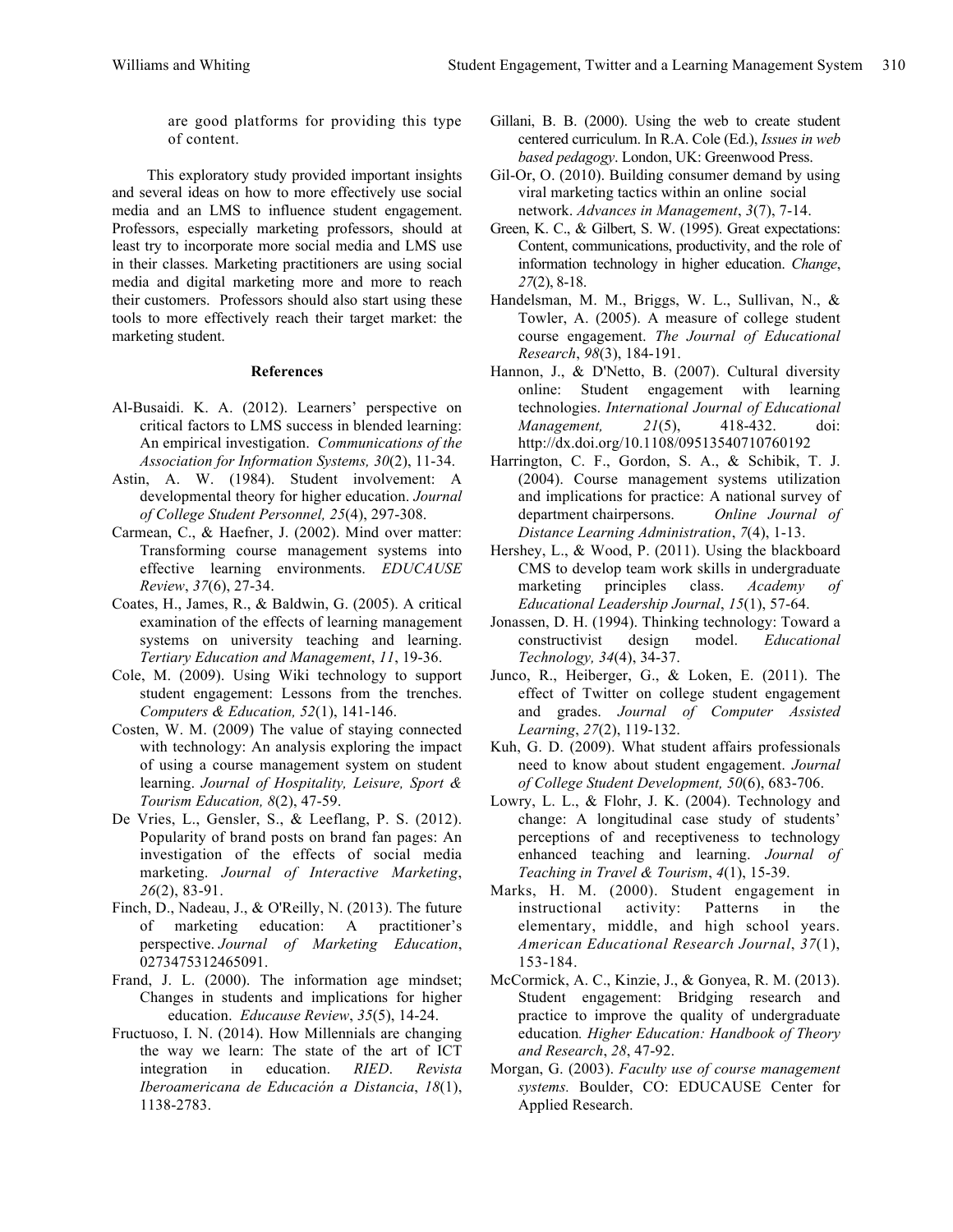are good platforms for providing this type of content.

This exploratory study provided important insights and several ideas on how to more effectively use social media and an LMS to influence student engagement. Professors, especially marketing professors, should at least try to incorporate more social media and LMS use in their classes. Marketing practitioners are using social media and digital marketing more and more to reach their customers. Professors should also start using these tools to more effectively reach their target market: the marketing student.

## References

Al-Busaidi. K. A. (2012). Learners' perspective on critical factors to LMS success in blended learning: An empirical investigation. *Communications of the Association for Information Systems, 30*(2), 11-34.

Astin, A. W. (1984). Student involvement: A developmental theory for higher education. *Journal of College Student Personnel, 25*(4), 297-308.

Carmean, C., & Haefner, J. (2002). Mind over matter: Transforming course management systems into effective learning environments. *EDUCAUSE Review*, *37*(6), 27-34.

Coates, H., James, R., & Baldwin, G. (2005). A critical examination of the effects of learning management systems on university teaching and learning. *Tertiary Education and Management*, *11*, 19-36.

Cole, M. (2009). Using Wiki technology to support student engagement: Lessons from the trenches. *Computers & Education, 52*(1), 141-146.

Costen, W. M. (2009) The value of staying connected with technology: An analysis exploring the impact of using a course management system on student learning. *Journal of Hospitality, Leisure, Sport & Tourism Education, 8*(2), 47-59.

De Vries, L., Gensler, S., & Leeflang, P. S. (2012). Popularity of brand posts on brand fan pages: An investigation of the effects of social media marketing. *Journal of Interactive Marketing*, *26*(2), 83-91.

Finch, D., Nadeau, J., & O'Reilly, N. (2013). The future of marketing education: A practitioner's perspective. *Journal of Marketing Education*, 0273475312465091.

Frand, J. L. (2000). The information age mindset; Changes in students and implications for higher education. *Educause Review*, *35*(5), 14-24.

Fructuoso, I. N. (2014). How Millennials are changing the way we learn: The state of the art of ICT integration in education. *RIED. Revista Iberoamericana de Educación a Distancia*, *18*(1), 1138-2783.

Gillani, B. B. (2000). Using the web to create student centered curriculum. In R.A. Cole (Ed.), *Issues in web based pedagogy*. London, UK: Greenwood Press.

Gil-Or, O. (2010). Building consumer demand by using viral marketing tactics within an online social network. *Advances in Management*, *3*(7), 7-14.

Green, K. C., & Gilbert, S. W. (1995). Great expectations: Content, communications, productivity, and the role of information technology in higher education. *Change*, *27*(2), 8-18.

Handelsman, M. M., Briggs, W. L., Sullivan, N., & Towler, A. (2005). A measure of college student course engagement. *The Journal of Educational Research*, *98*(3), 184-191.

Hannon, J., & D'Netto, B. (2007). Cultural diversity online: Student engagement with learning technologies. *International Journal of Educational Management, 21*(5), 418-432. doi: http://dx.doi.org/10.1108/09513540710760192

Harrington, C. F., Gordon, S. A., & Schibik, T. J. (2004). Course management systems utilization and implications for practice: A national survey of department chairpersons. *Online Journal of Distance Learning Administration*, *7*(4), 1-13.

Hershey, L., & Wood, P. (2011). Using the blackboard CMS to develop team work skills in undergraduate marketing principles class. *Academy of Educational Leadership Journal*, *15*(1), 57-64.

Jonassen, D. H. (1994). Thinking technology: Toward a constructivist design model. *Educational Technology, 34*(4), 34-37.

Junco, R., Heiberger, G., & Loken, E. (2011). The effect of Twitter on college student engagement and grades. *Journal of Computer Assisted Learning*, *27*(2), 119-132.

Kuh, G. D. (2009). What student affairs professionals need to know about student engagement. *Journal of College Student Development, 50*(6), 683-706.

Lowry, L. L., & Flohr, J. K. (2004). Technology and change: A longitudinal case study of students' perceptions of and receptiveness to technology enhanced teaching and learning. *Journal of Teaching in Travel & Tourism*, *4*(1), 15-39.

Marks, H. M. (2000). Student engagement in instructional activity: Patterns in the elementary, middle, and high school years. *American Educational Research Journal*, *37*(1), 153-184.

McCormick, A. C., Kinzie, J., & Gonyea, R. M. (2013). Student engagement: Bridging research and practice to improve the quality of undergraduate education*. Higher Education: Handbook of Theory and Research*, *28*, 47-92.

Morgan, G. (2003). *Faculty use of course management systems.* Boulder, CO: EDUCAUSE Center for Applied Research.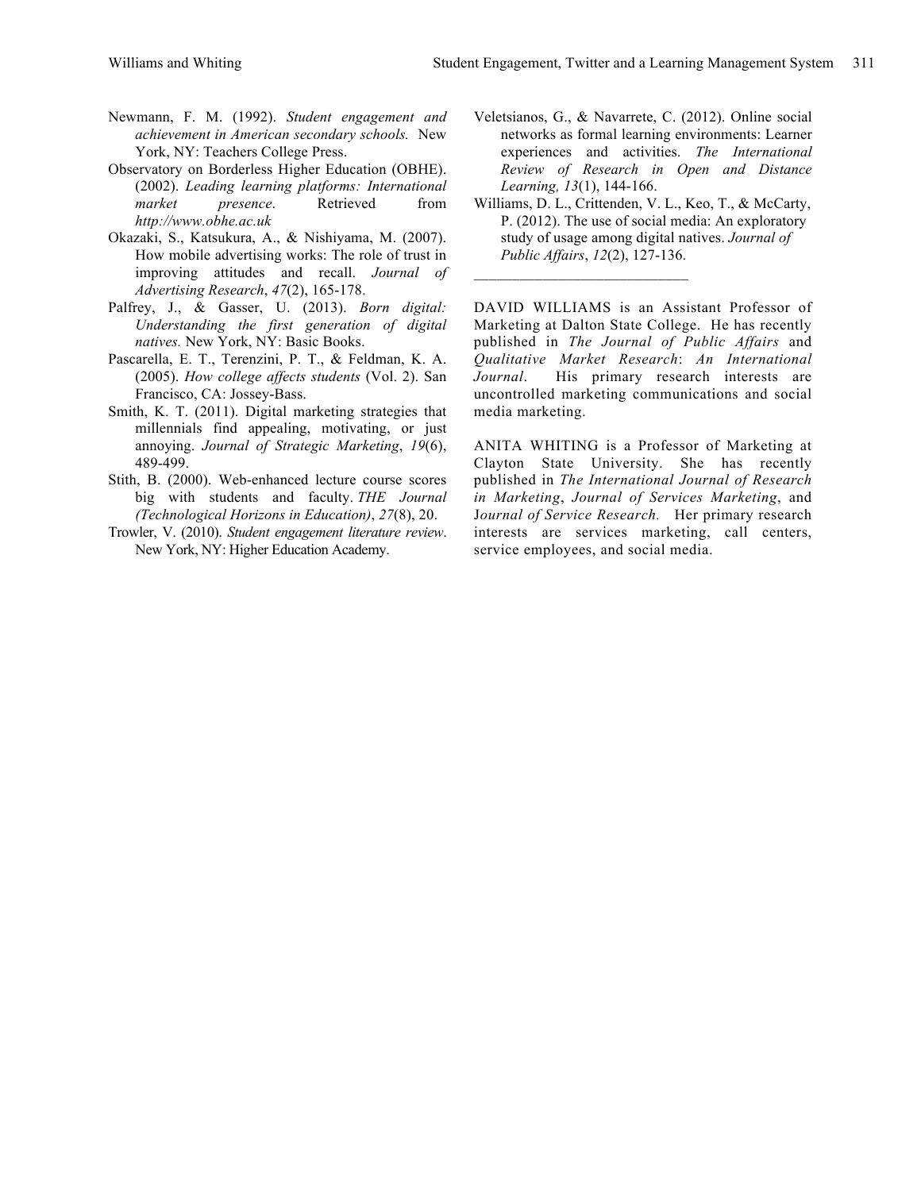Newmann, F. M. (1992). *Student engagement and achievement in American secondary schools.* New York, NY: Teachers College Press.

Observatory on Borderless Higher Education (OBHE). (2002). *Leading learning platforms: International market presence*. Retrieved from *http://www.obhe.ac.uk*

Okazaki, S., Katsukura, A., & Nishiyama, M. (2007). How mobile advertising works: The role of trust in improving attitudes and recall. *Journal of Advertising Research*, *47*(2), 165-178.

Palfrey, J., & Gasser, U. (2013). *Born digital: Understanding the first generation of digital natives.* New York, NY: Basic Books.

Pascarella, E. T., Terenzini, P. T., & Feldman, K. A. (2005). *How college affects students* (Vol. 2). San Francisco, CA: Jossey-Bass.

Smith, K. T. (2011). Digital marketing strategies that millennials find appealing, motivating, or just annoying. *Journal of Strategic Marketing*, *19*(6), 489-499.

Stith, B. (2000). Web-enhanced lecture course scores big with students and faculty. *THE Journal (Technological Horizons in Education)*, *27*(8), 20.

Trowler, V. (2010). *Student engagement literature review*. New York, NY: Higher Education Academy.

Veletsianos, G., & Navarrete, C. (2012). Online social networks as formal learning environments: Learner experiences and activities. *The International Review of Research in Open and Distance Learning, 13*(1), 144-166.

Williams, D. L., Crittenden, V. L., Keo, T., & McCarty, P. (2012). The use of social media: An exploratory study of usage among digital natives. *Journal of Public Affairs*, *12*(2), 127-136.

---

DAVID WILLIAMS is an Assistant Professor of Marketing at Dalton State College. He has recently published in *The Journal of Public Affairs* and *Qualitative Market Research*: *An International Journal*. His primary research interests are uncontrolled marketing communications and social media marketing.

ANITA WHITING is a Professor of Marketing at Clayton State University. She has recently published in *The International Journal of Research in Marketing*, *Journal of Services Marketing*, and *Journal of Service Research.* Her primary research interests are services marketing, call centers, service employees, and social media.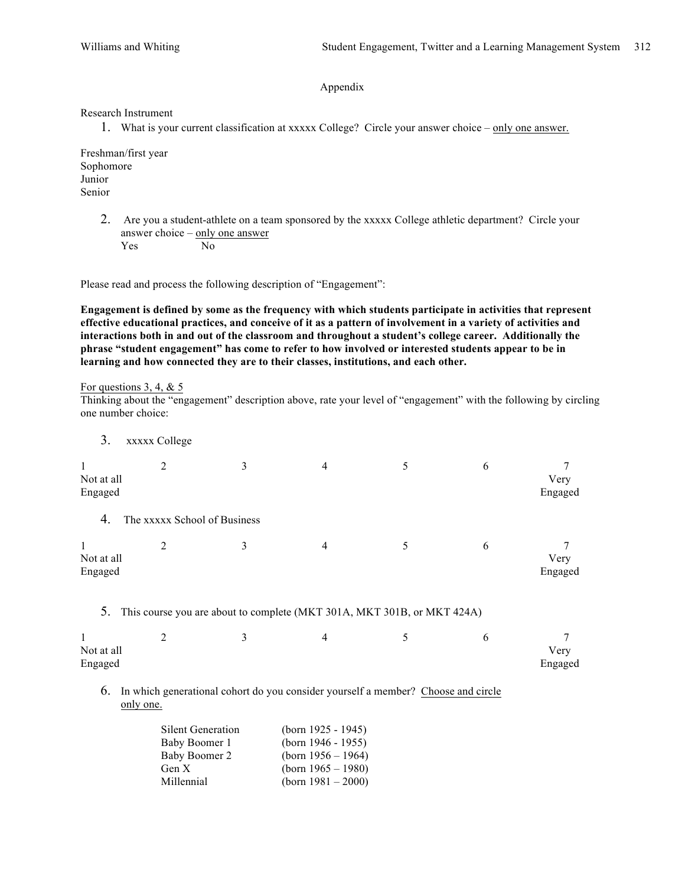## Appendix

Research Instrument

1. What is your current classification at xxxxx College? Circle your answer choice – <u>only one answer.</u>

Freshman/first year
Sophomore
Junior
Senior

2. Are you a student-athlete on a team sponsored by the xxxxx College athletic department? Circle your answer choice – <u>only one answer</u>
   Yes No

Please read and process the following description of "Engagement":

**Engagement is defined by some as the frequency with which students participate in activities that represent effective educational practices, and conceive of it as a pattern of involvement in a variety of activities and interactions both in and out of the classroom and throughout a student's college career. Additionally the phrase "student engagement" has come to refer to how involved or interested students appear to be in learning and how connected they are to their classes, institutions, and each other.**

<u>For questions 3, 4, & 5</u>
Thinking about the "engagement" description above, rate your level of "engagement" with the following by circling one number choice:

3. xxxxx College

| 1 | 2 | 3 | 4 | 5 | 6 | 7 |
|---|---|---|---|---|---|---|
| Not at all Engaged | | | | | | Very Engaged |

4. The xxxxx School of Business

| 1 | 2 | 3 | 4 | 5 | 6 | 7 |
|---|---|---|---|---|---|---|
| Not at all Engaged | | | | | | Very Engaged |

5. This course you are about to complete (MKT 301A, MKT 301B, or MKT 424A)

| 1 | 2 | 3 | 4 | 5 | 6 | 7 |
|---|---|---|---|---|---|---|
| Not at all Engaged | | | | | | Very Engaged |

6. In which generational cohort do you consider yourself a member? <u>Choose and circle only one.</u>

| | |
|---|---|
| Silent Generation | (born 1925 - 1945) |
| Baby Boomer 1 | (born 1946 - 1955) |
| Baby Boomer 2 | (born 1956 – 1964) |
| Gen X | (born 1965 – 1980) |
| Millennial | (born 1981 – 2000) |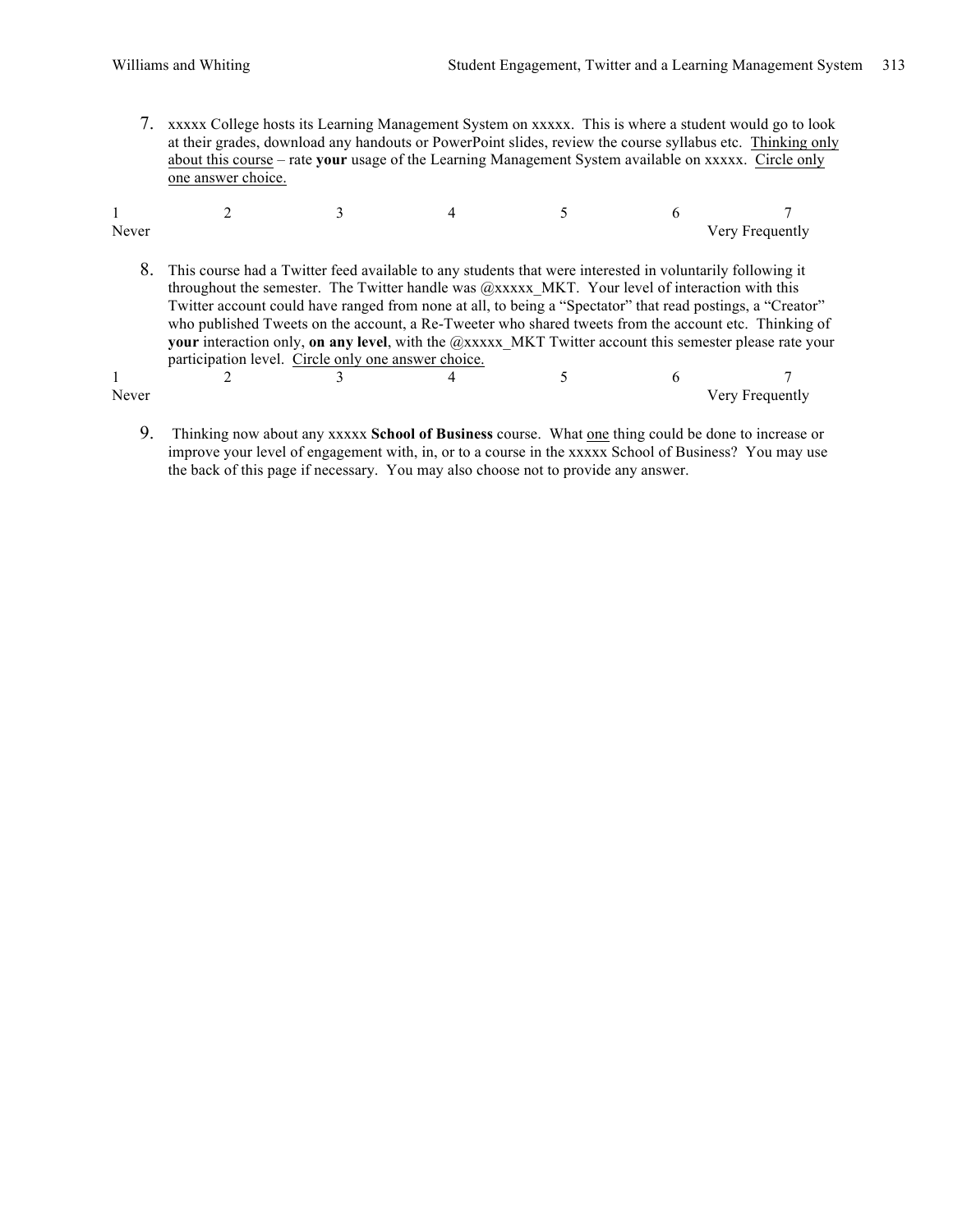7. xxxxx College hosts its Learning Management System on xxxxx. This is where a student would go to look at their grades, download any handouts or PowerPoint slides, review the course syllabus etc. Thinking only about this course – rate **your** usage of the Learning Management System available on xxxxx. Circle only one answer choice.

| 1 | 2 | 3 | 4 | 5 | 6 | 7 |
|---|---|---|---|---|---|---|
| Never | | | | | | Very Frequently |

8. This course had a Twitter feed available to any students that were interested in voluntarily following it throughout the semester. The Twitter handle was @xxxxx_MKT. Your level of interaction with this Twitter account could have ranged from none at all, to being a "Spectator" that read postings, a "Creator" who published Tweets on the account, a Re-Tweeter who shared tweets from the account etc. Thinking of **your** interaction only, **on any level**, with the @xxxxx_MKT Twitter account this semester please rate your participation level. Circle only one answer choice.

| 1 | 2 | 3 | 4 | 5 | 6 | 7 |
|---|---|---|---|---|---|---|
| Never | | | | | | Very Frequently |

9. Thinking now about any xxxxx **School of Business** course. What one thing could be done to increase or improve your level of engagement with, in, or to a course in the xxxxx School of Business? You may use the back of this page if necessary. You may also choose not to provide any answer.